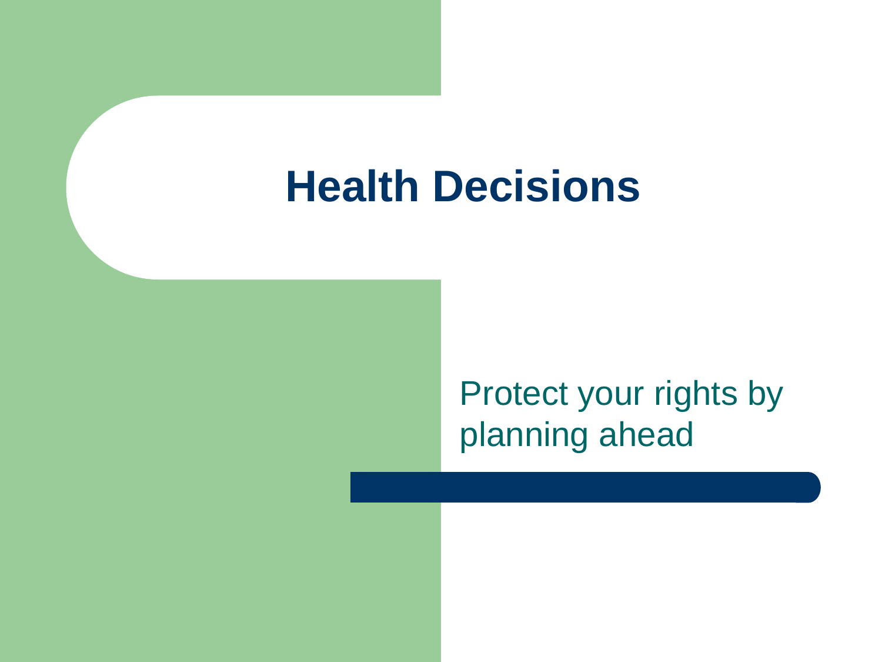# Health Decisions

Protect your rights by planning ahead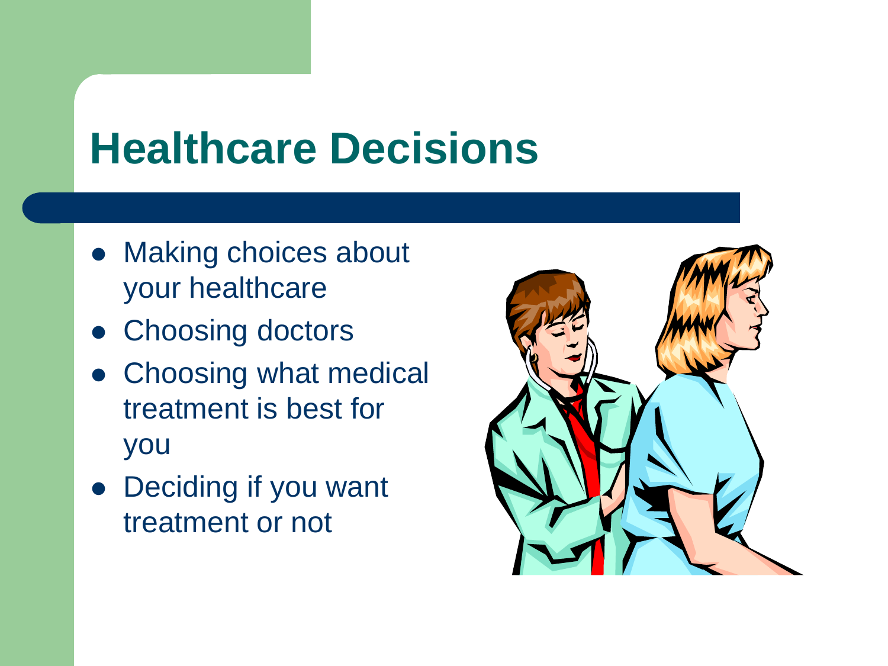# Healthcare Decisions

- Making choices about your healthcare
- Choosing doctors
- Choosing what medical treatment is best for you
- Deciding if you want treatment or not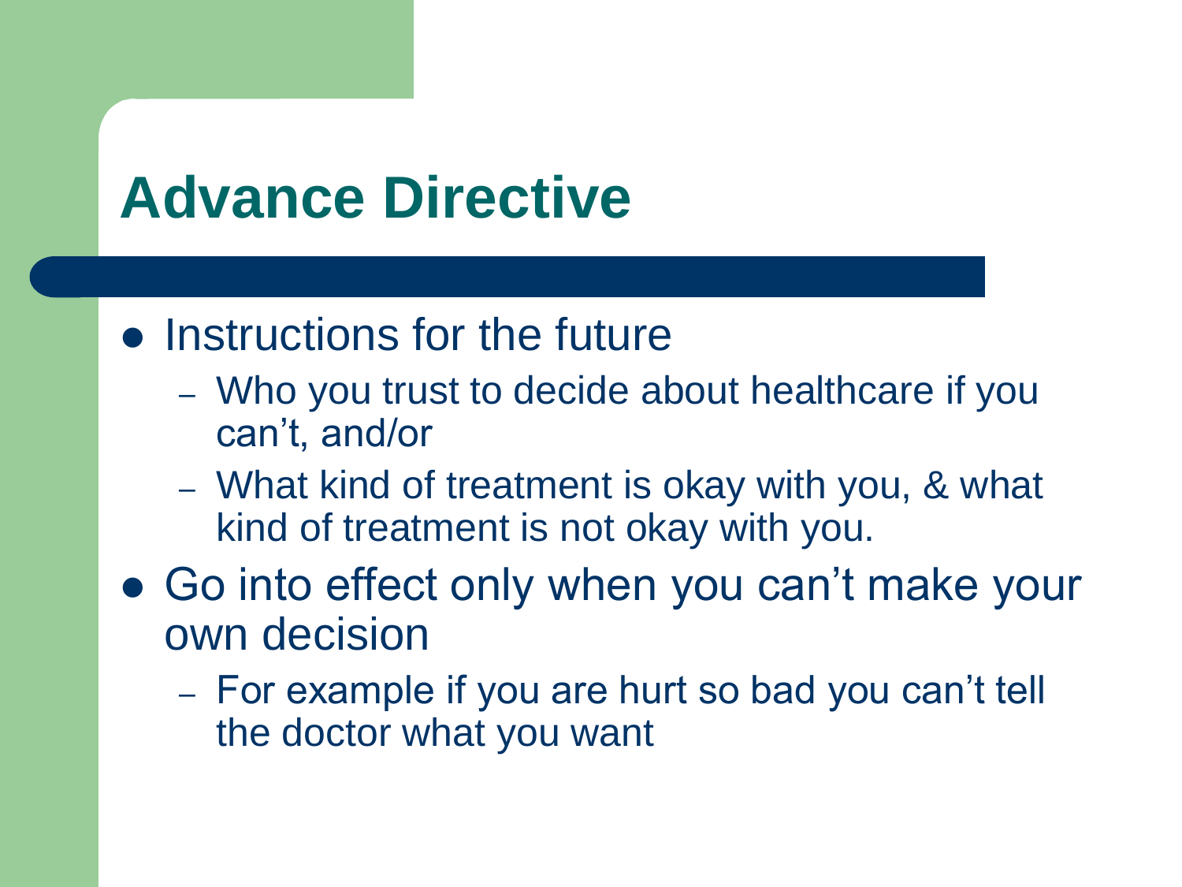# Advance Directive

- Instructions for the future
  - Who you trust to decide about healthcare if you can't, and/or
  - What kind of treatment is okay with you, & what kind of treatment is not okay with you.
- Go into effect only when you can't make your own decision
  - For example if you are hurt so bad you can't tell the doctor what you want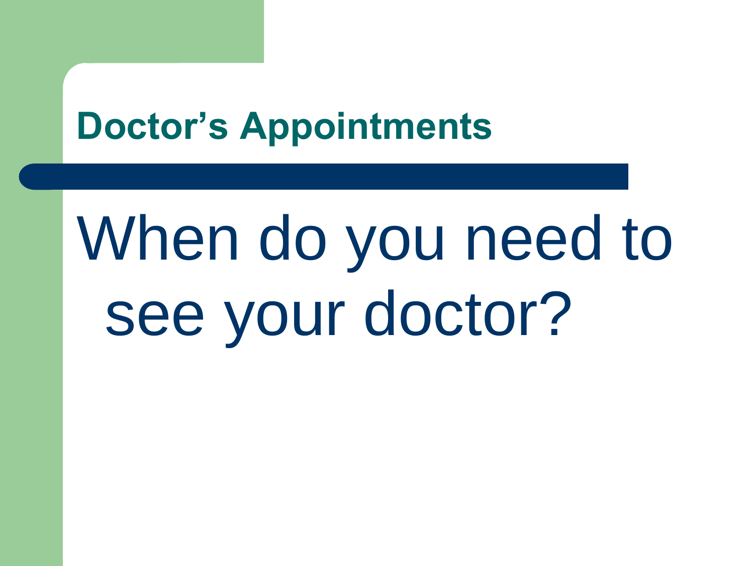# Doctor's Appointments

When do you need to see your doctor?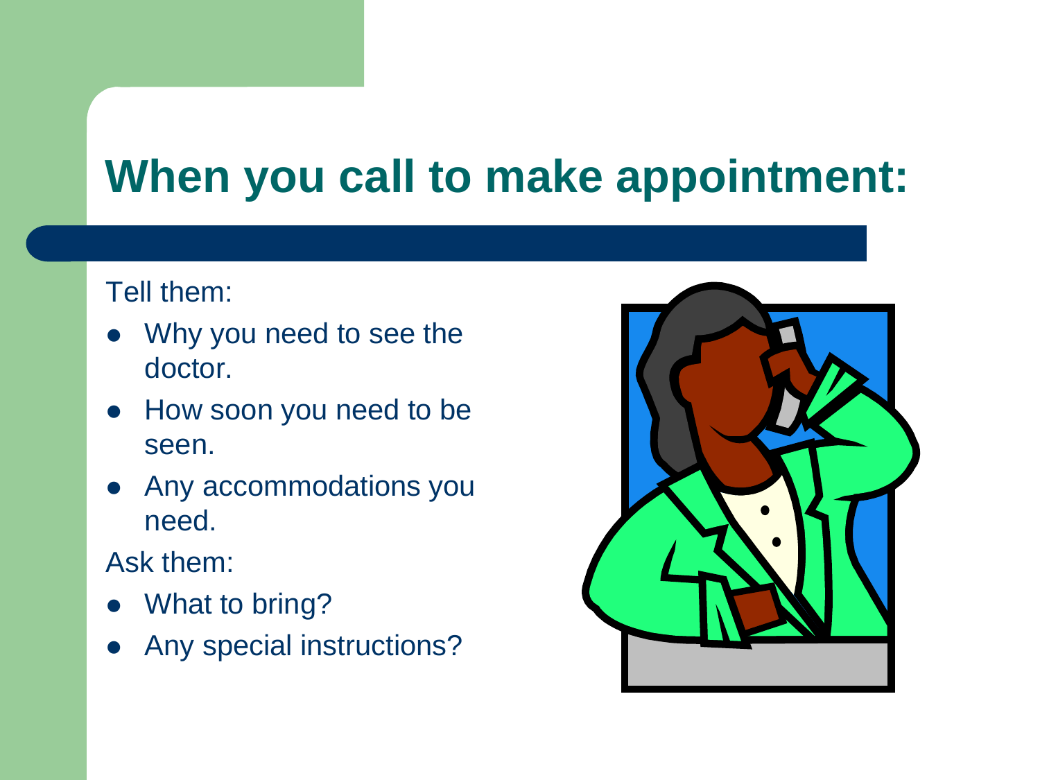# When you call to make appointment:

Tell them:

- Why you need to see the doctor.
- How soon you need to be seen.
- Any accommodations you need.

Ask them:

- What to bring?
- Any special instructions?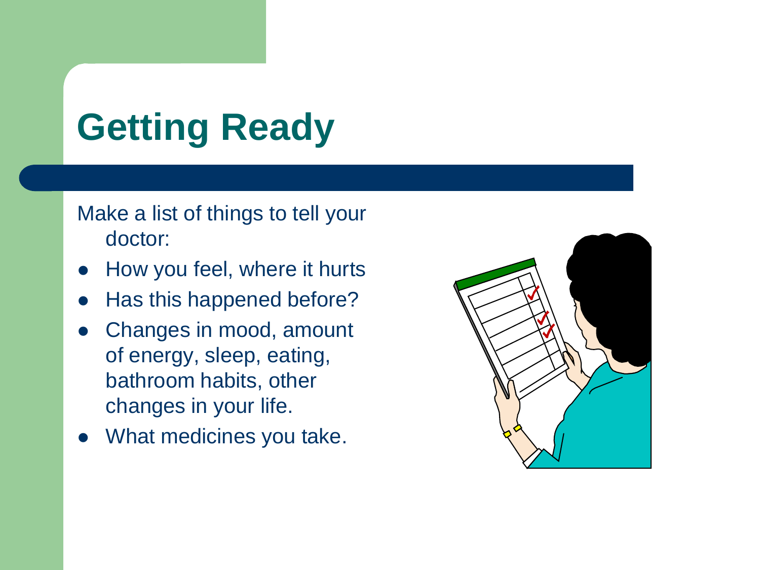# Getting Ready

Make a list of things to tell your doctor:

- How you feel, where it hurts
- Has this happened before?
- Changes in mood, amount of energy, sleep, eating, bathroom habits, other changes in your life.
- What medicines you take.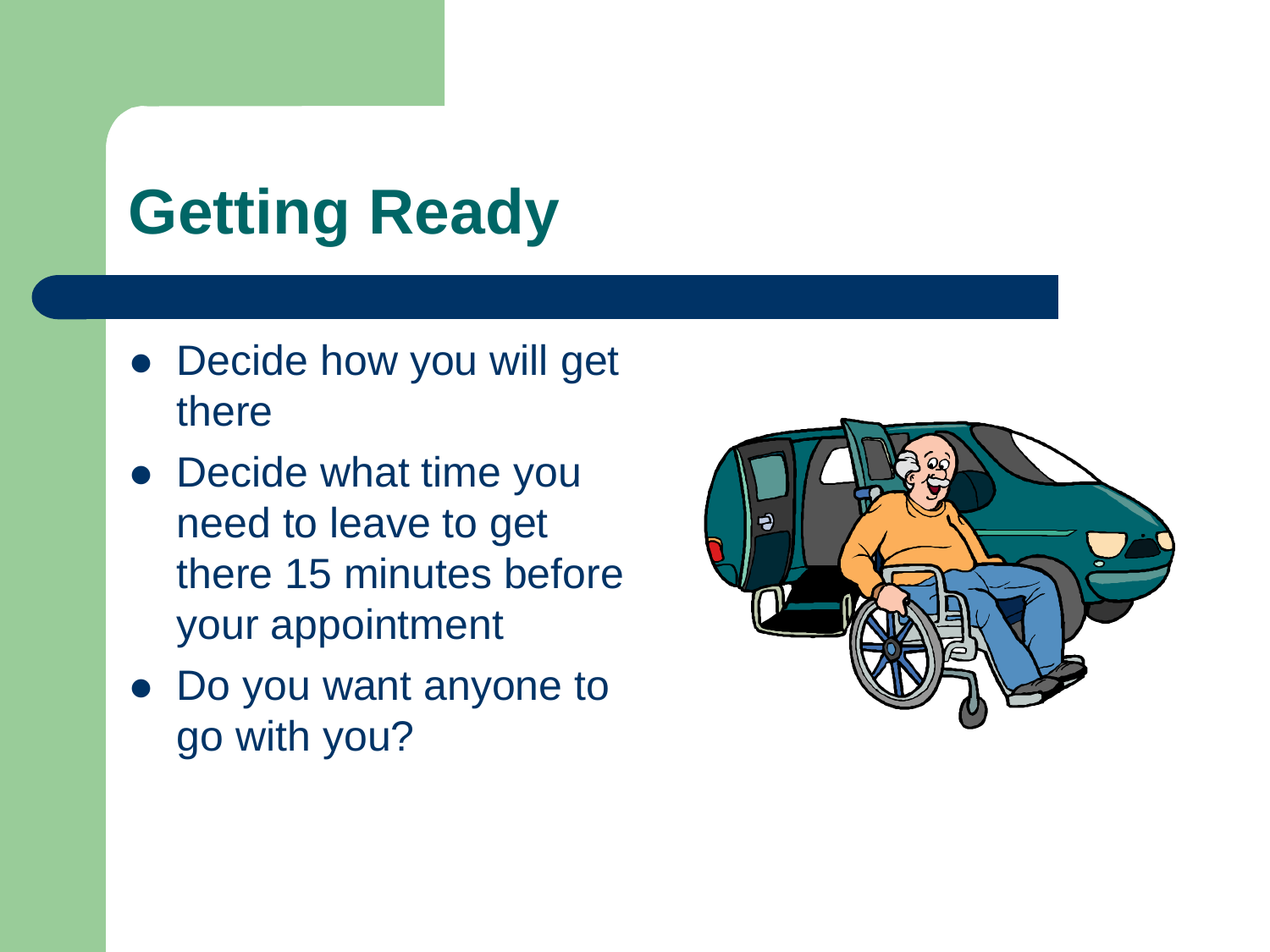# Getting Ready

- Decide how you will get there
- Decide what time you need to leave to get there 15 minutes before your appointment
- Do you want anyone to go with you?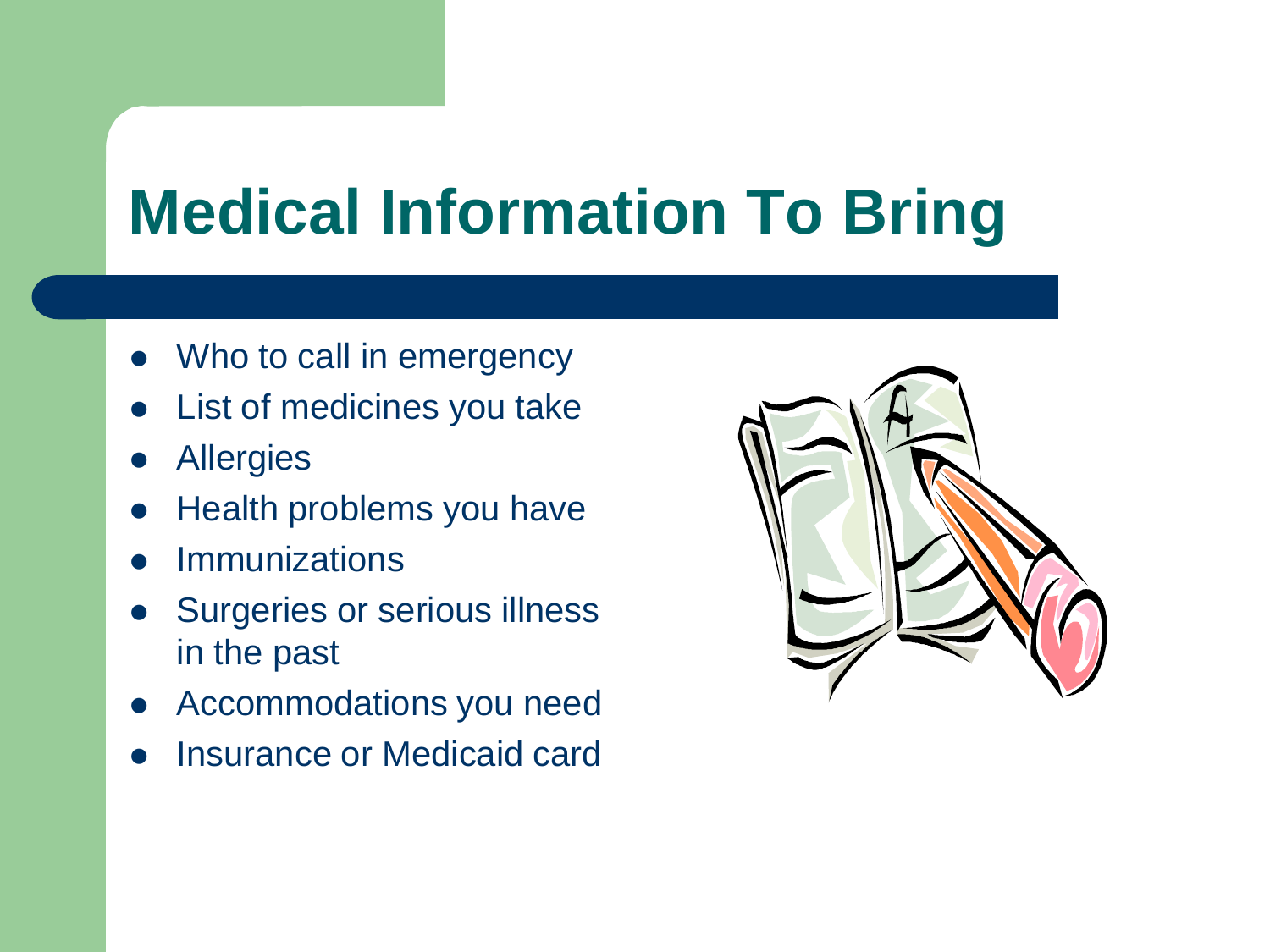# Medical Information To Bring

- Who to call in emergency
- List of medicines you take
- Allergies
- Health problems you have
- Immunizations
- Surgeries or serious illness in the past
- Accommodations you need
- Insurance or Medicaid card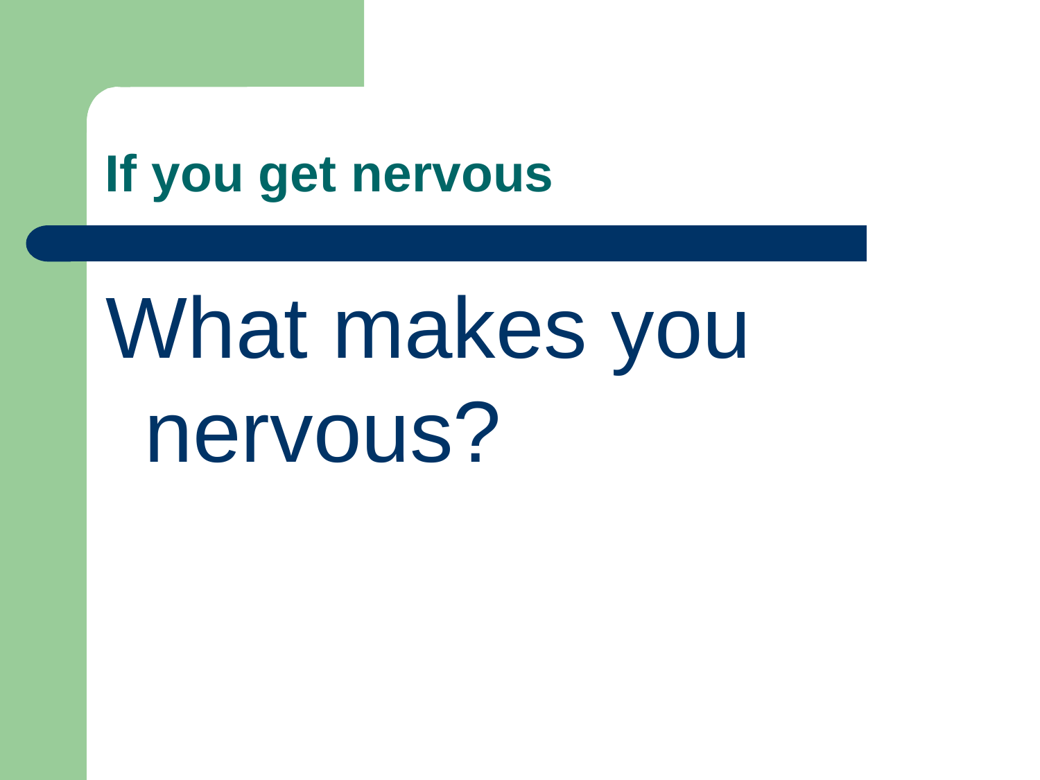# If you get nervous

What makes you nervous?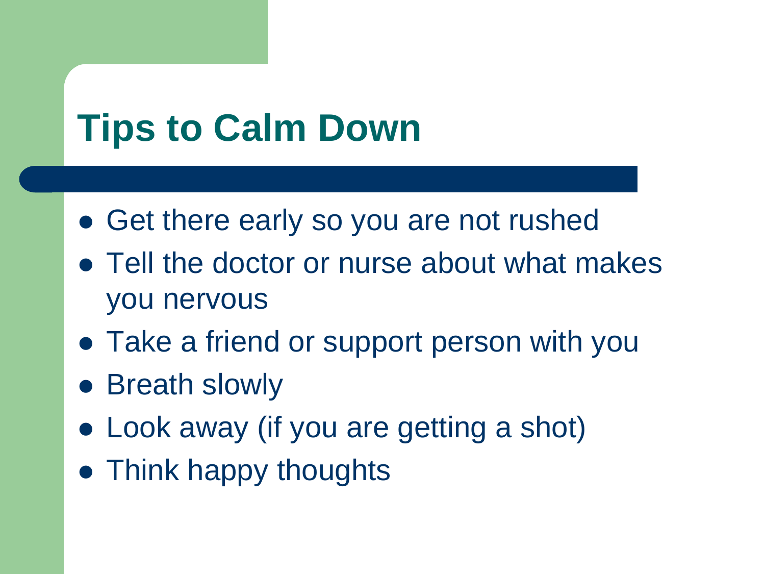# Tips to Calm Down

- Get there early so you are not rushed
- Tell the doctor or nurse about what makes you nervous
- Take a friend or support person with you
- Breath slowly
- Look away (if you are getting a shot)
- Think happy thoughts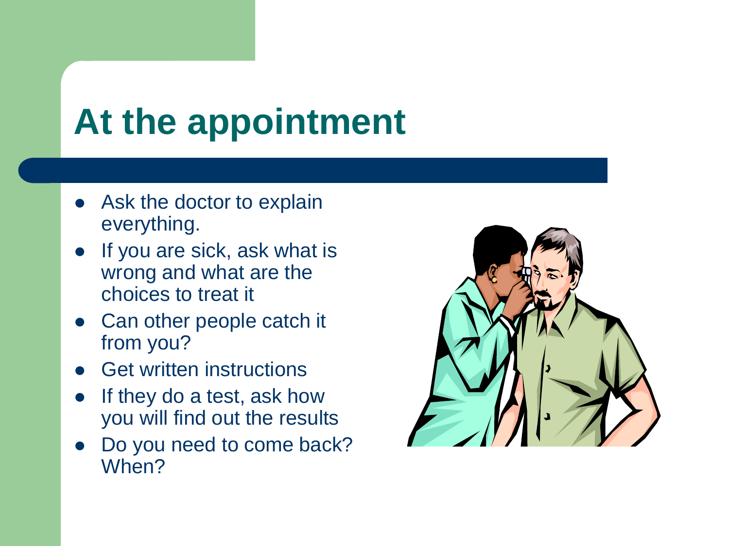# At the appointment

- Ask the doctor to explain everything.
- If you are sick, ask what is wrong and what are the choices to treat it
- Can other people catch it from you?
- Get written instructions
- If they do a test, ask how you will find out the results
- Do you need to come back? When?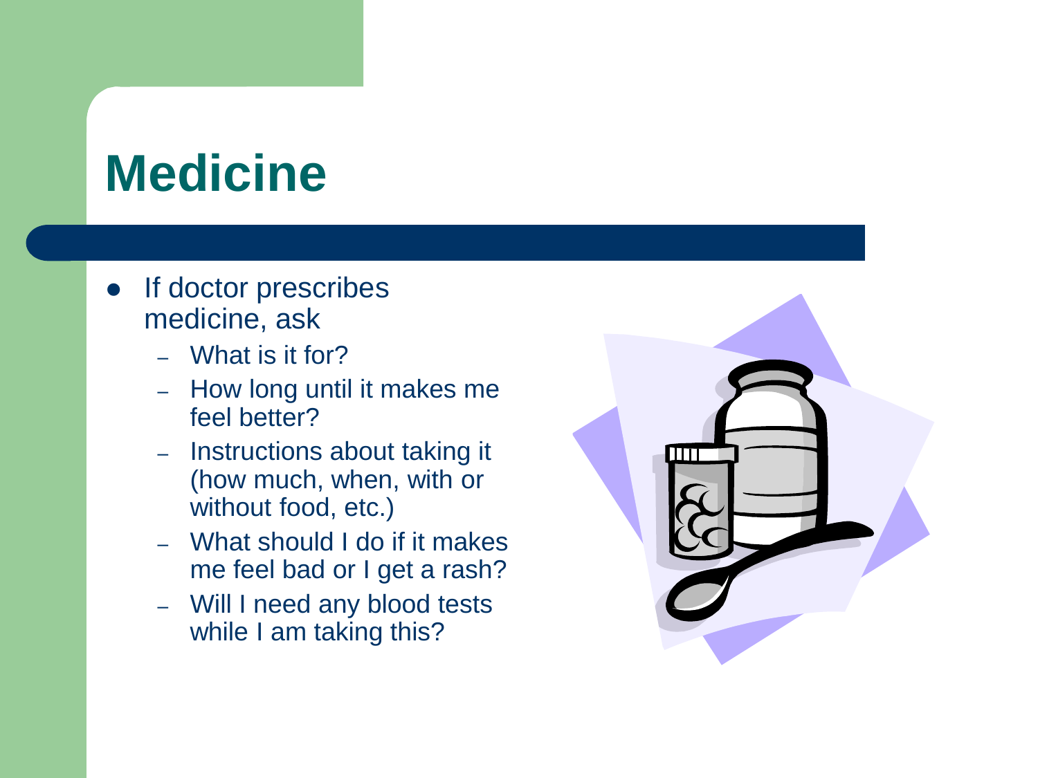# Medicine

- If doctor prescribes medicine, ask
  - What is it for?
  - How long until it makes me feel better?
  - Instructions about taking it (how much, when, with or without food, etc.)
  - What should I do if it makes me feel bad or I get a rash?
  - Will I need any blood tests while I am taking this?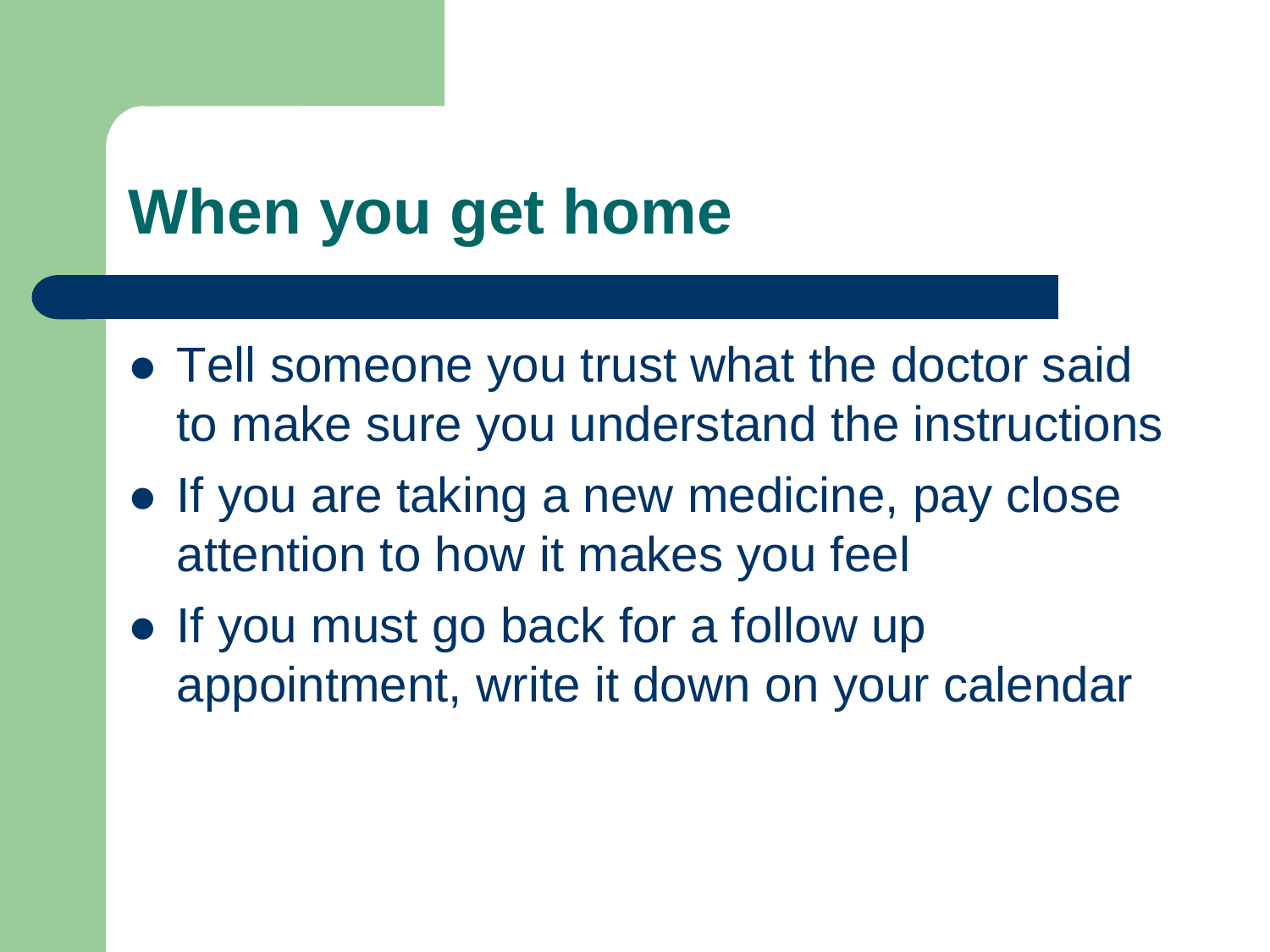# When you get home

- Tell someone you trust what the doctor said to make sure you understand the instructions
- If you are taking a new medicine, pay close attention to how it makes you feel
- If you must go back for a follow up appointment, write it down on your calendar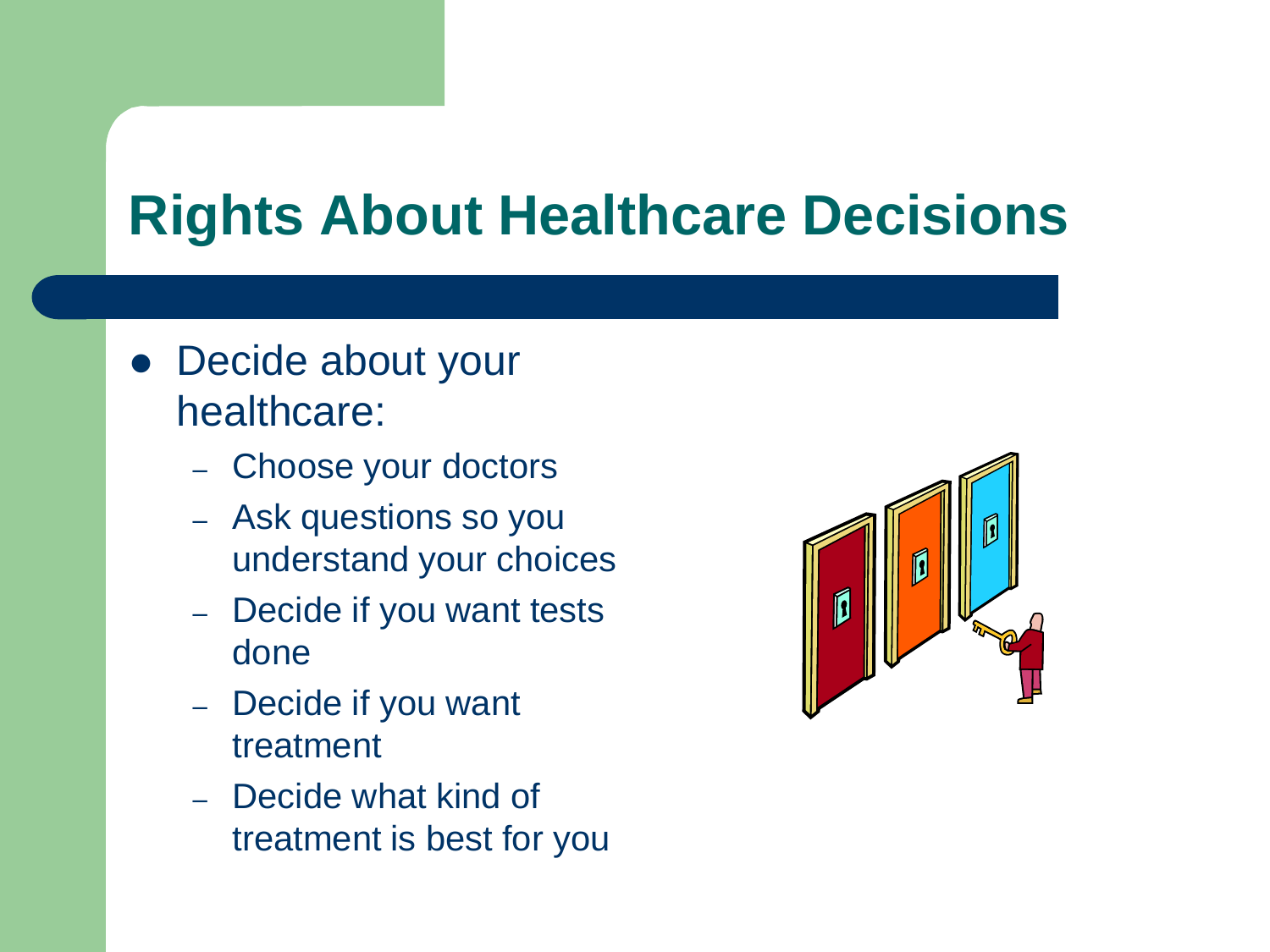# Rights About Healthcare Decisions

- Decide about your healthcare:
  - Choose your doctors
  - Ask questions so you understand your choices
  - Decide if you want tests done
  - Decide if you want treatment
  - Decide what kind of treatment is best for you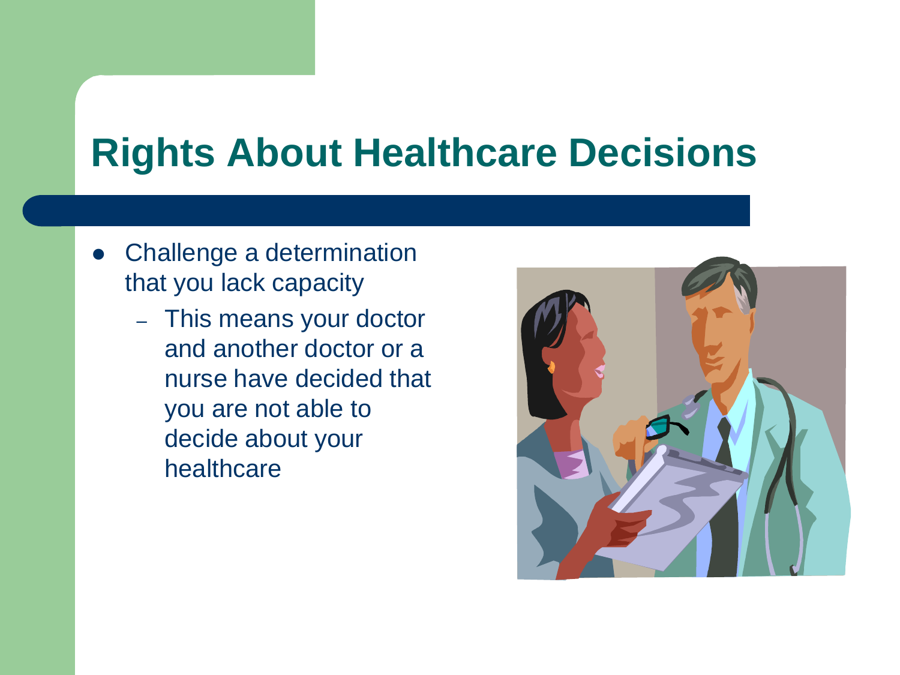# Rights About Healthcare Decisions

- Challenge a determination that you lack capacity
  - This means your doctor and another doctor or a nurse have decided that you are not able to decide about your healthcare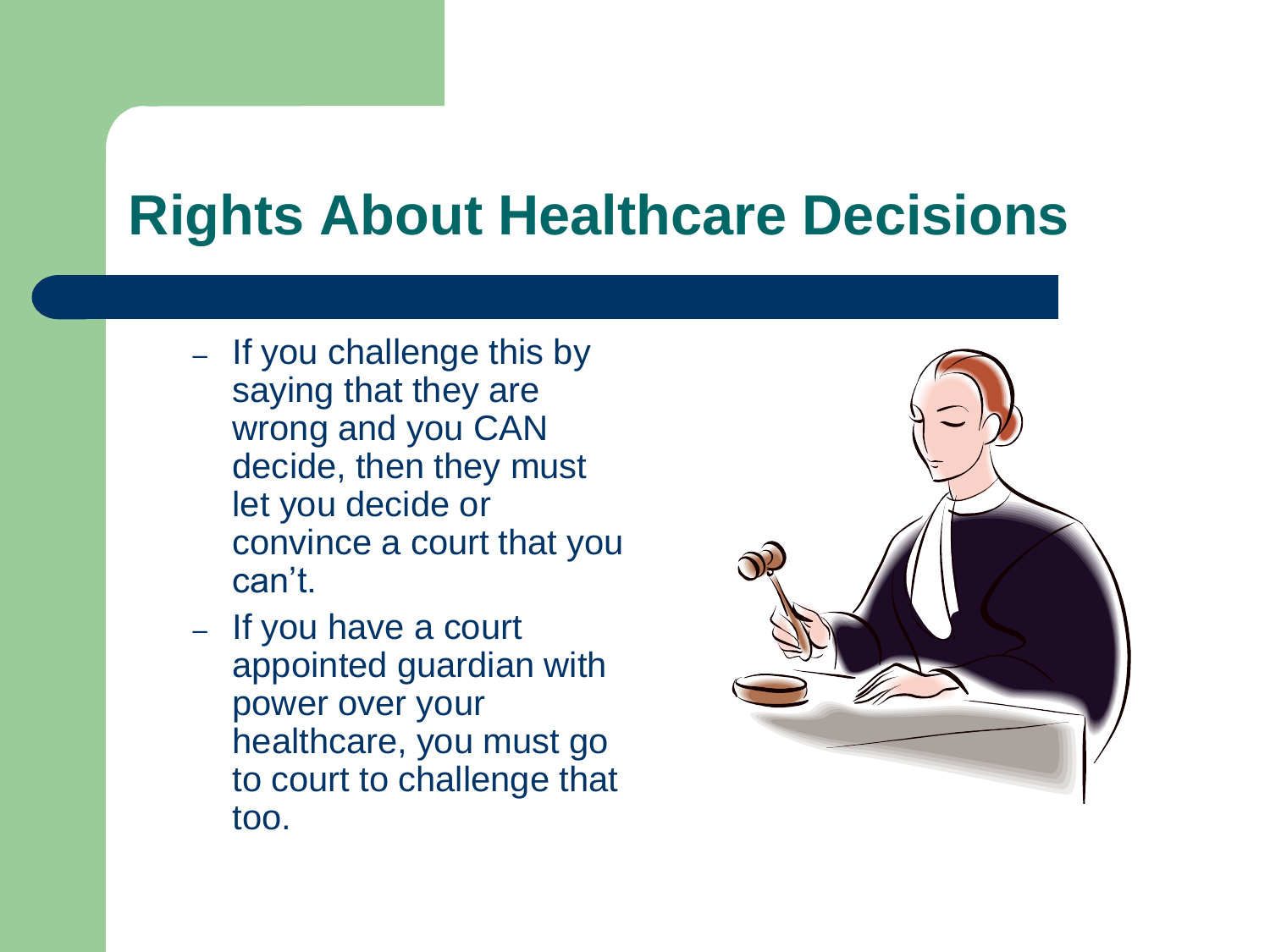# Rights About Healthcare Decisions

- If you challenge this by saying that they are wrong and you CAN decide, then they must let you decide or convince a court that you can't.
- If you have a court appointed guardian with power over your healthcare, you must go to court to challenge that too.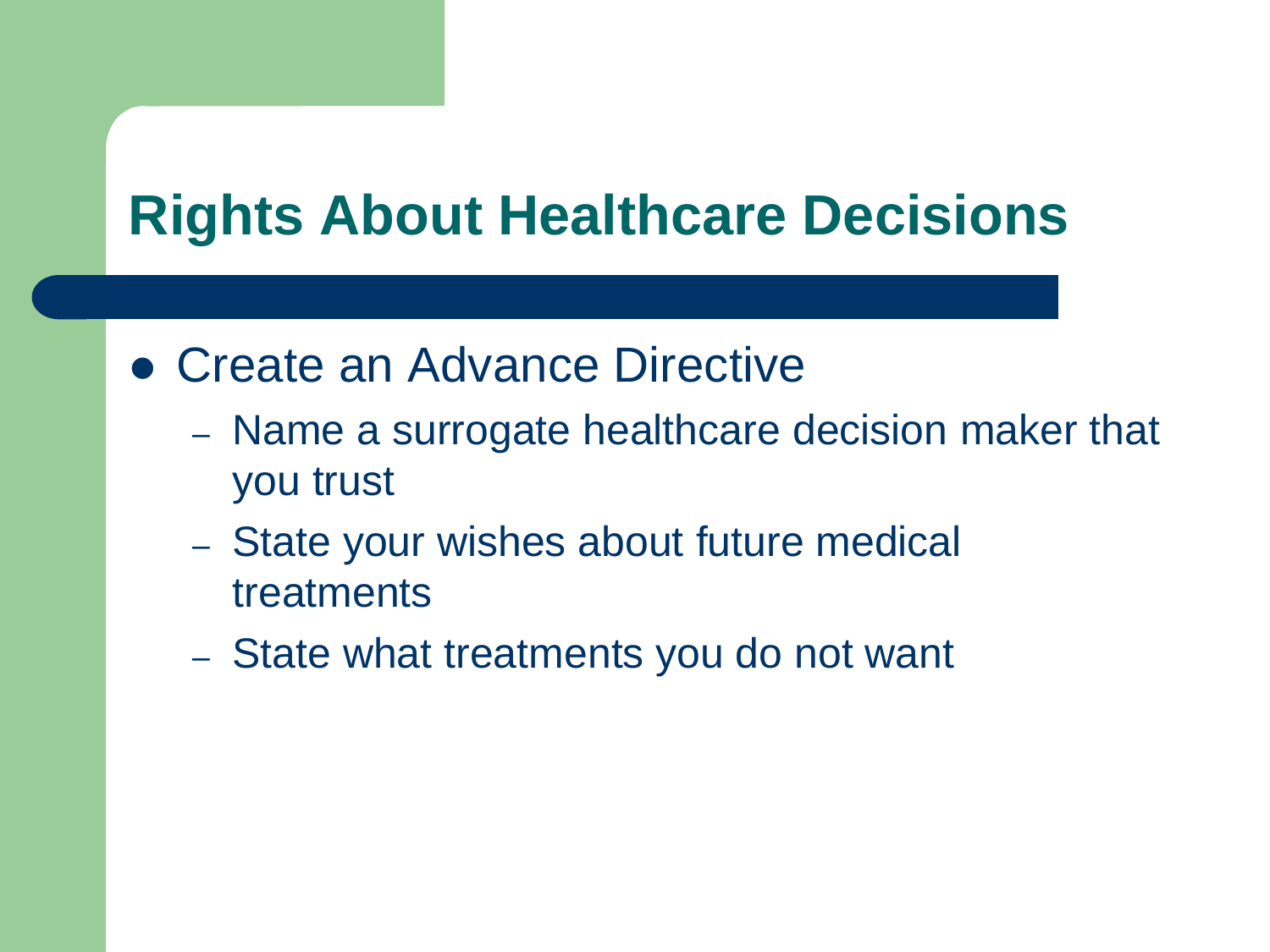# Rights About Healthcare Decisions

- Create an Advance Directive
  - Name a surrogate healthcare decision maker that you trust
  - State your wishes about future medical treatments
  - State what treatments you do not want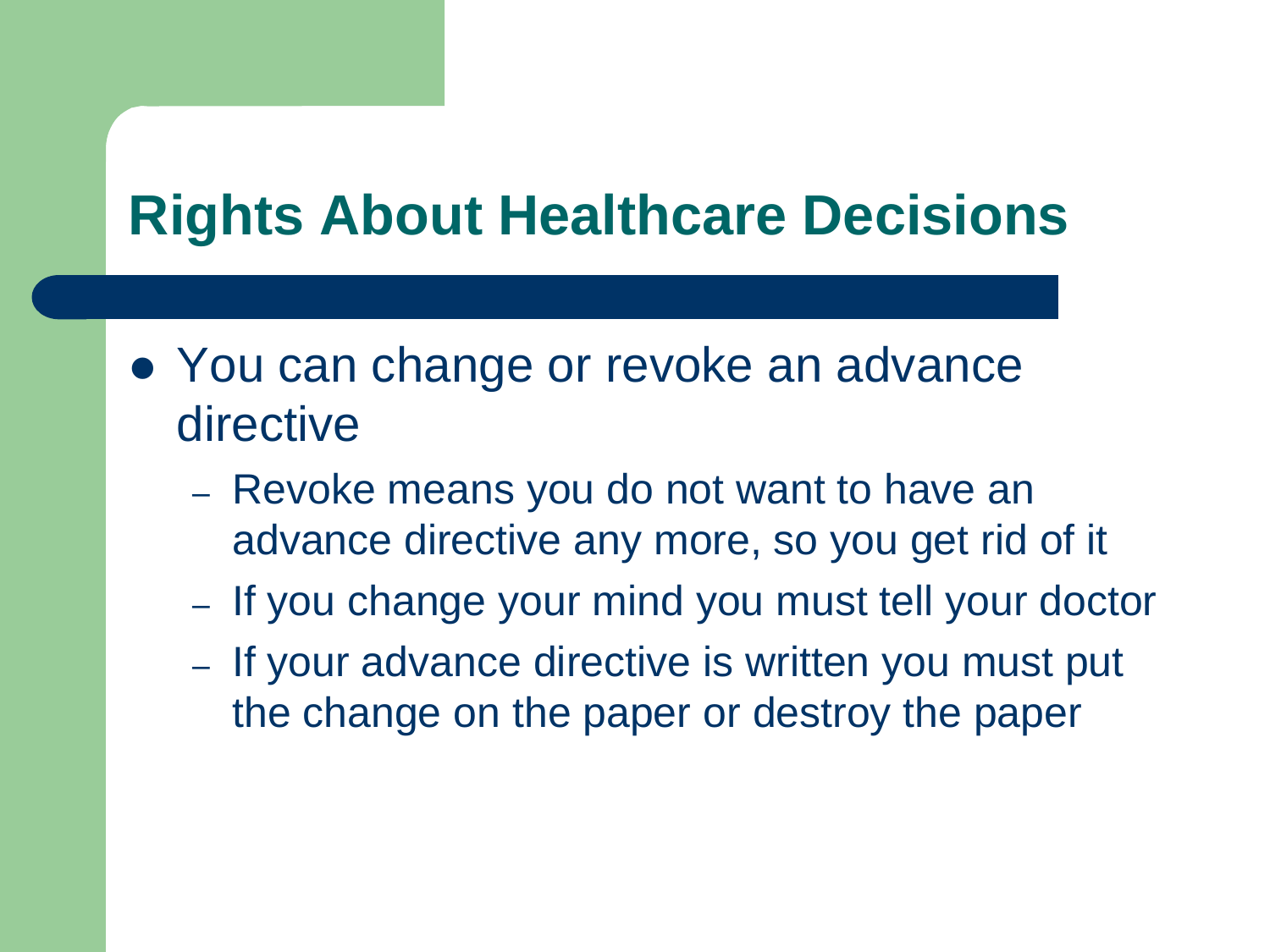# Rights About Healthcare Decisions

- You can change or revoke an advance directive
  - Revoke means you do not want to have an advance directive any more, so you get rid of it
  - If you change your mind you must tell your doctor
  - If your advance directive is written you must put the change on the paper or destroy the paper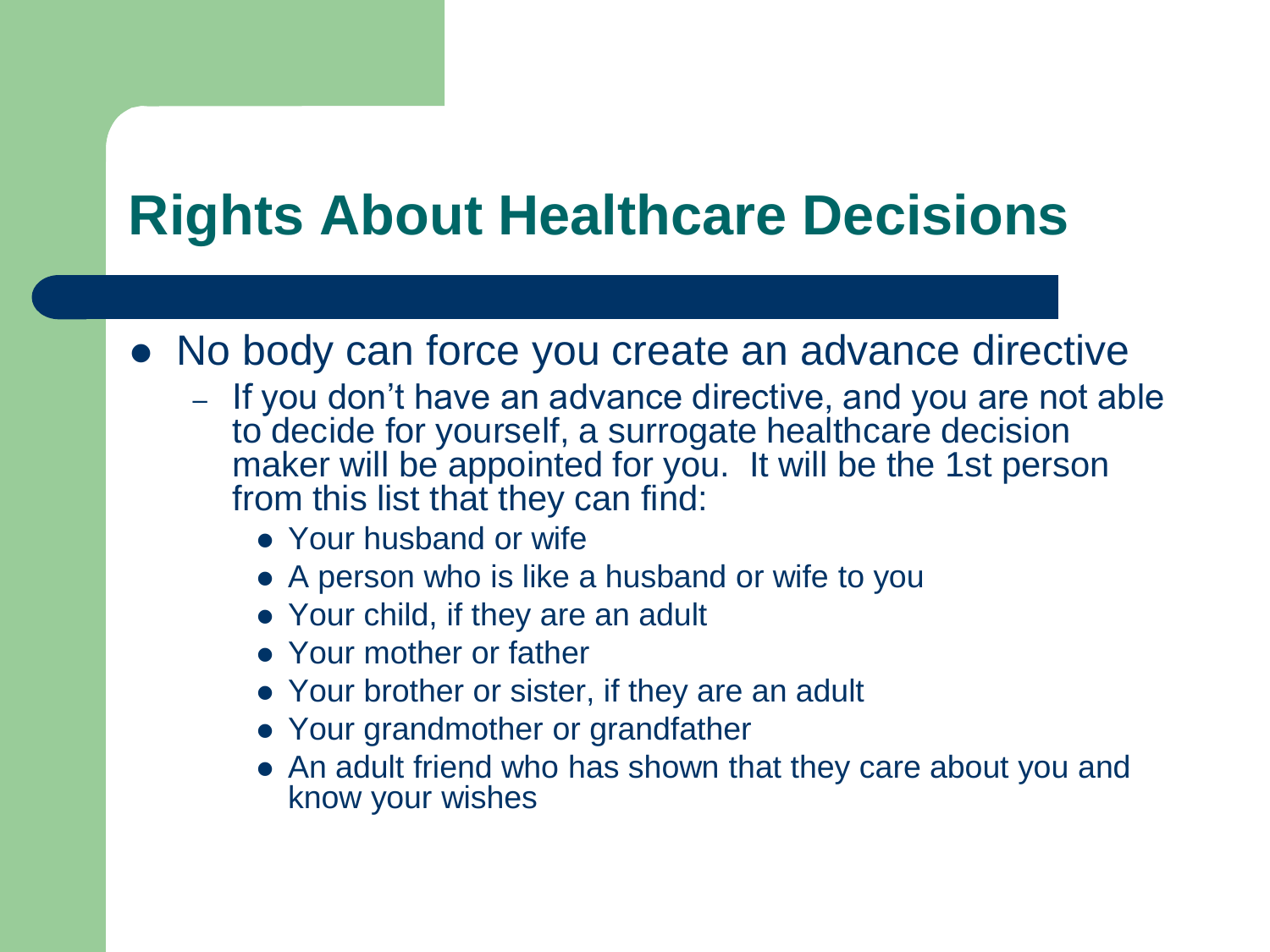# Rights About Healthcare Decisions

- No body can force you create an advance directive
  - If you don't have an advance directive, and you are not able to decide for yourself, a surrogate healthcare decision maker will be appointed for you. It will be the 1st person from this list that they can find:
    - Your husband or wife
    - A person who is like a husband or wife to you
    - Your child, if they are an adult
    - Your mother or father
    - Your brother or sister, if they are an adult
    - Your grandmother or grandfather
    - An adult friend who has shown that they care about you and know your wishes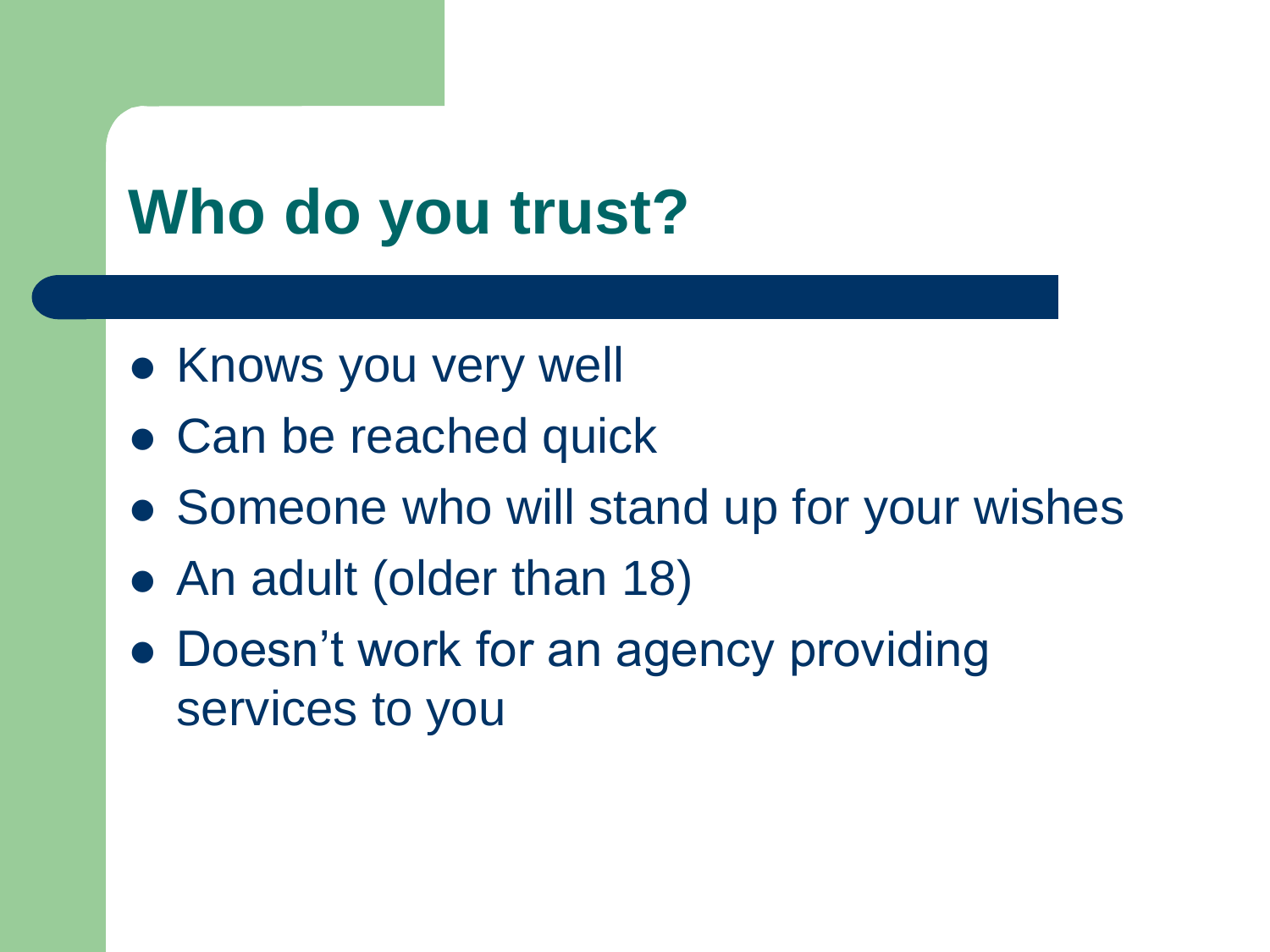# Who do you trust?

- Knows you very well
- Can be reached quick
- Someone who will stand up for your wishes
- An adult (older than 18)
- Doesn’t work for an agency providing services to you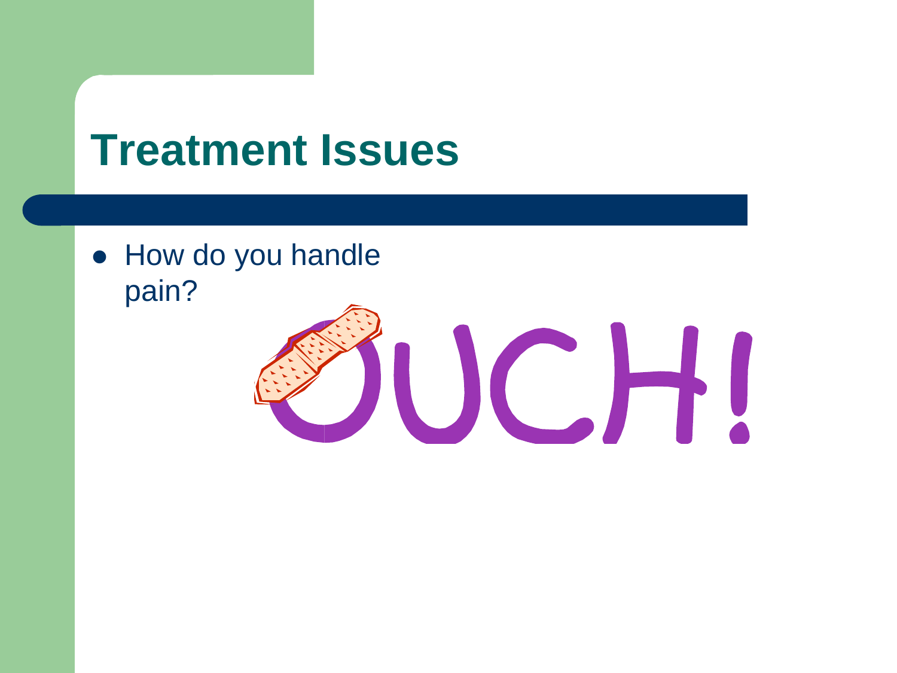# Treatment Issues

- How do you handle pain?

OUCH!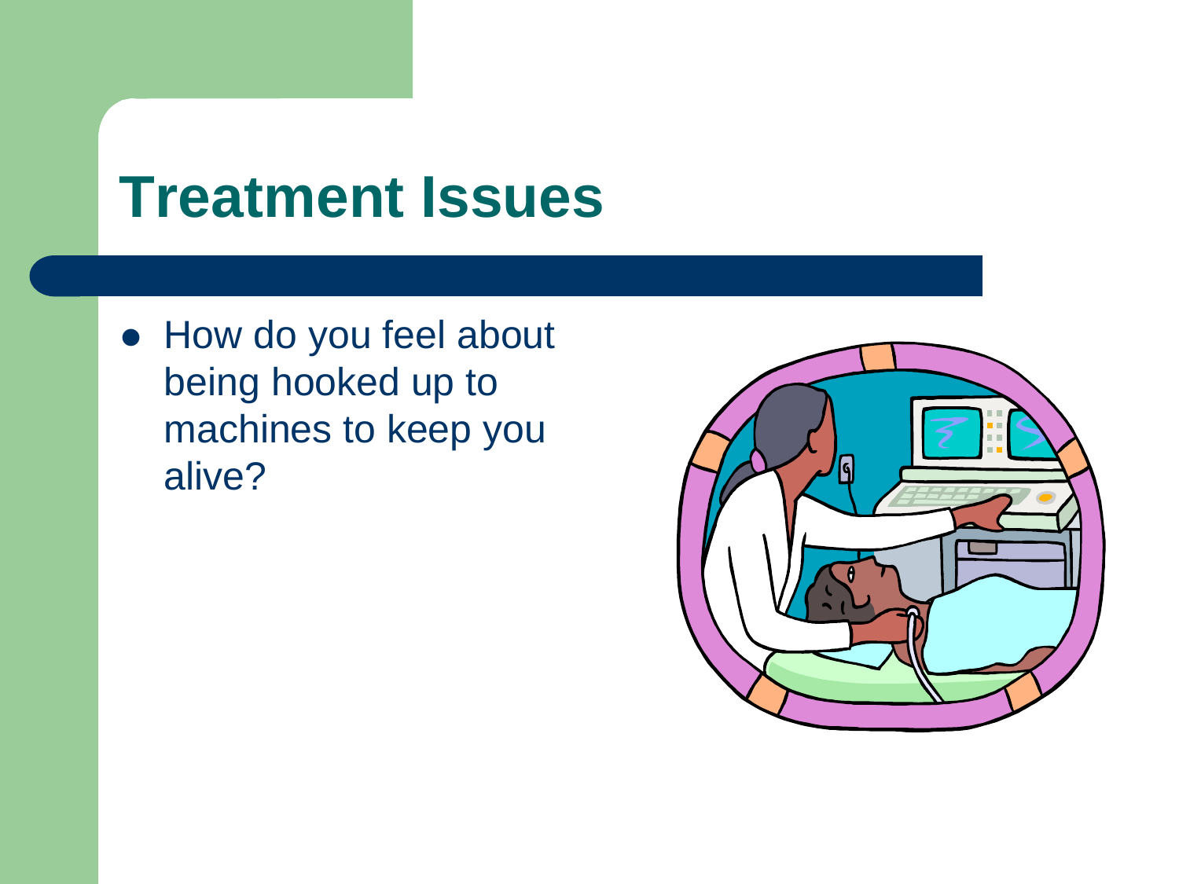# Treatment Issues

- How do you feel about being hooked up to machines to keep you alive?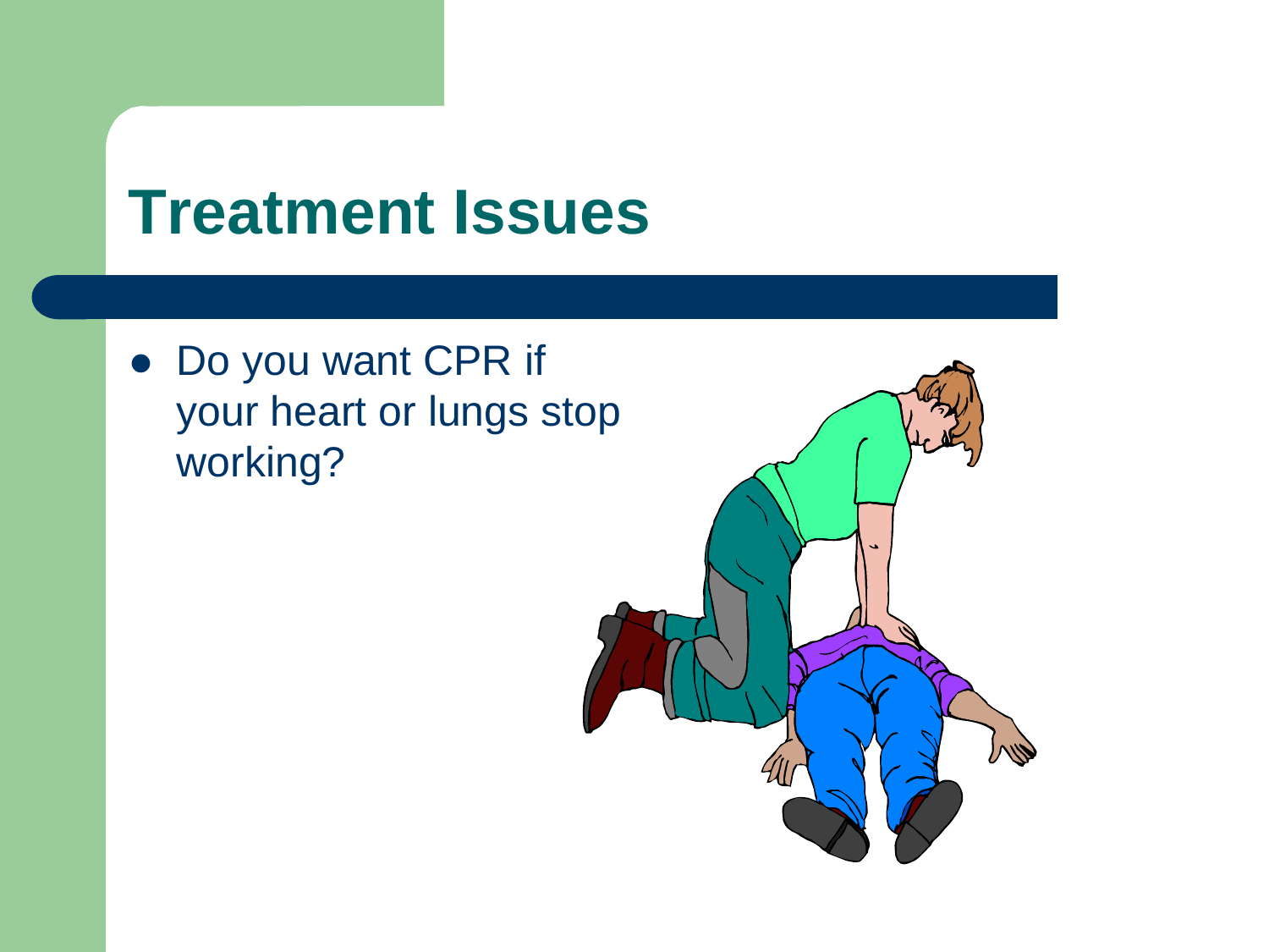# Treatment Issues

- Do you want CPR if your heart or lungs stop working?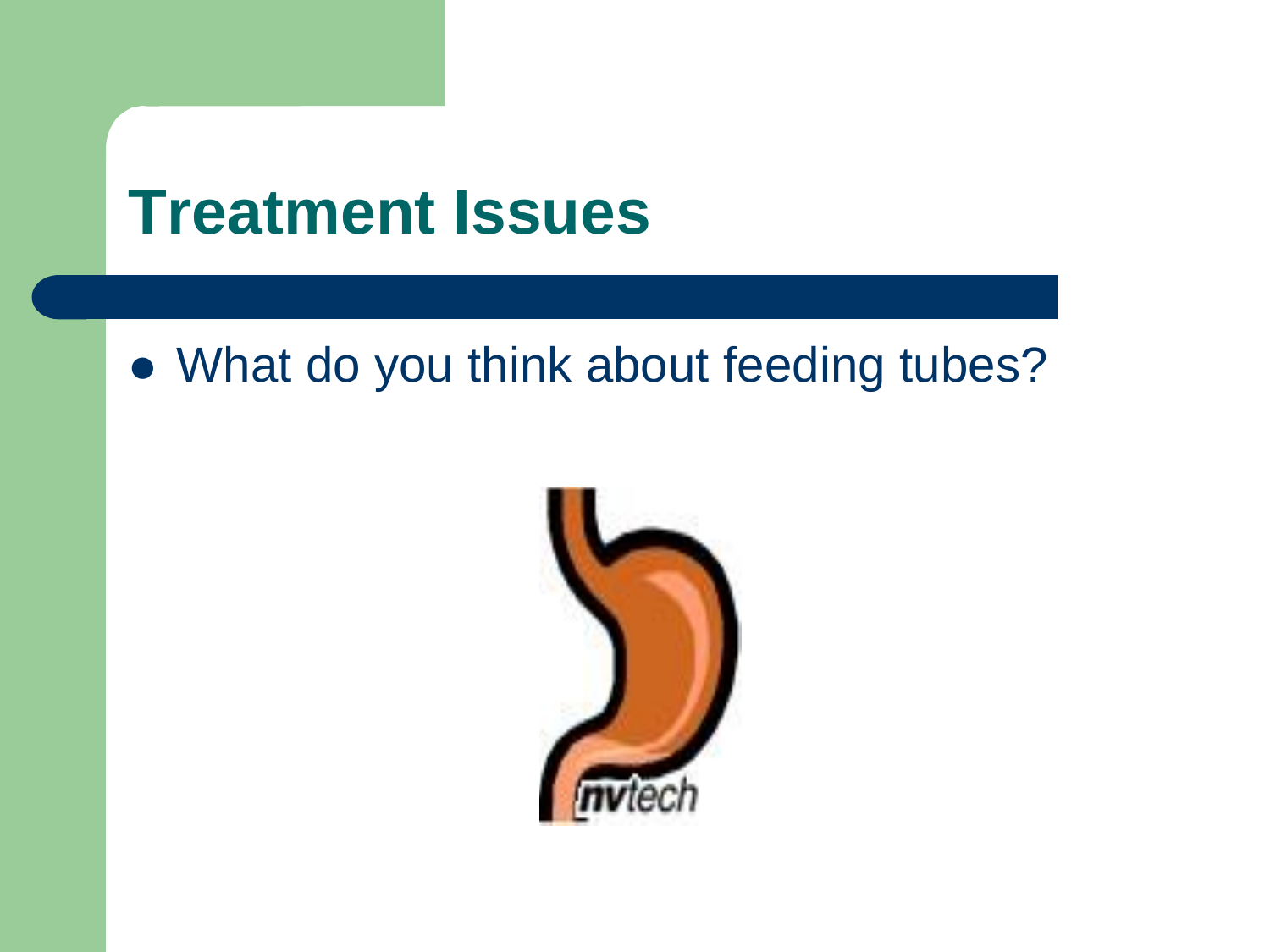# Treatment Issues

- What do you think about feeding tubes?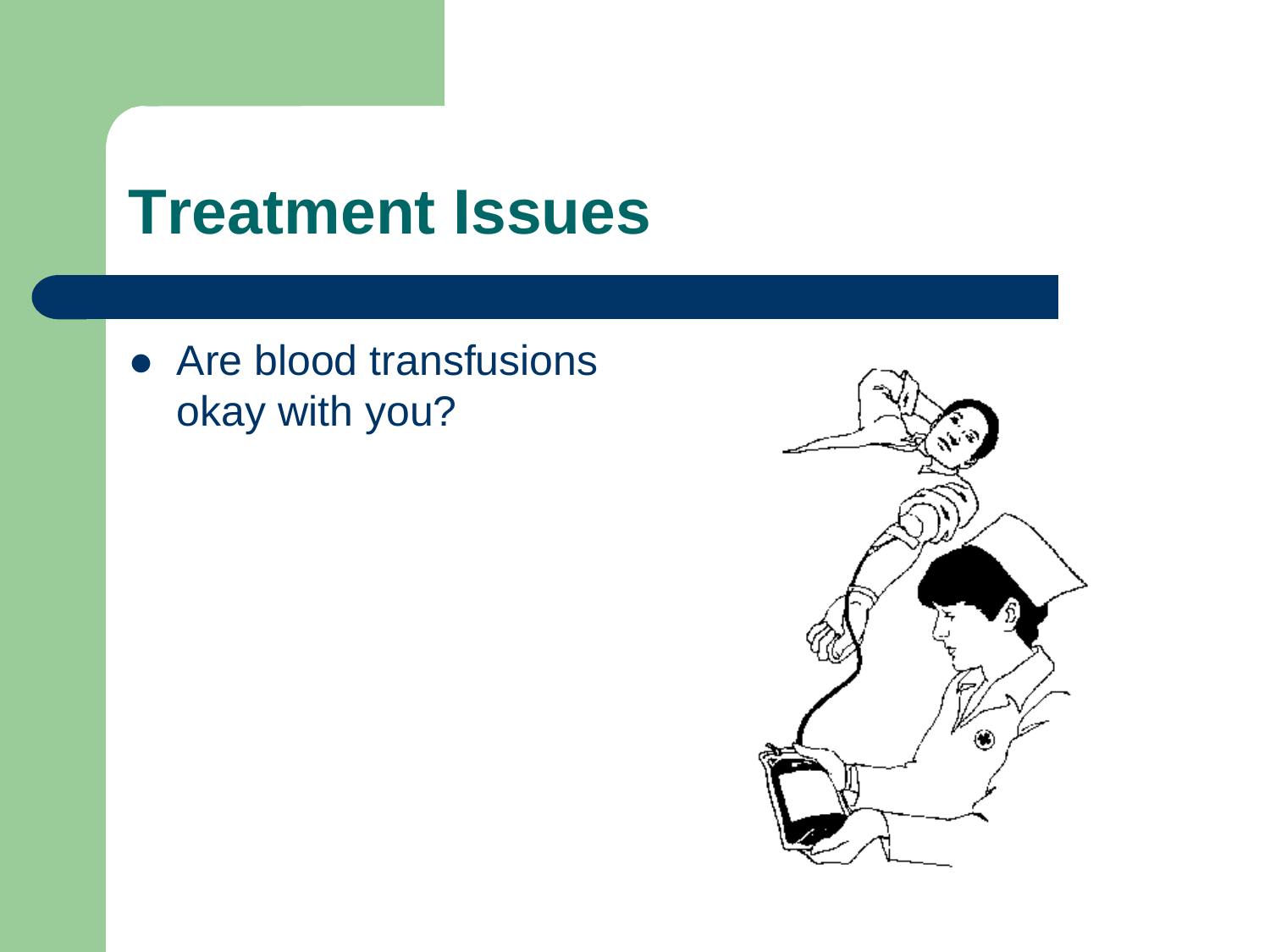# Treatment Issues

- Are blood transfusions okay with you?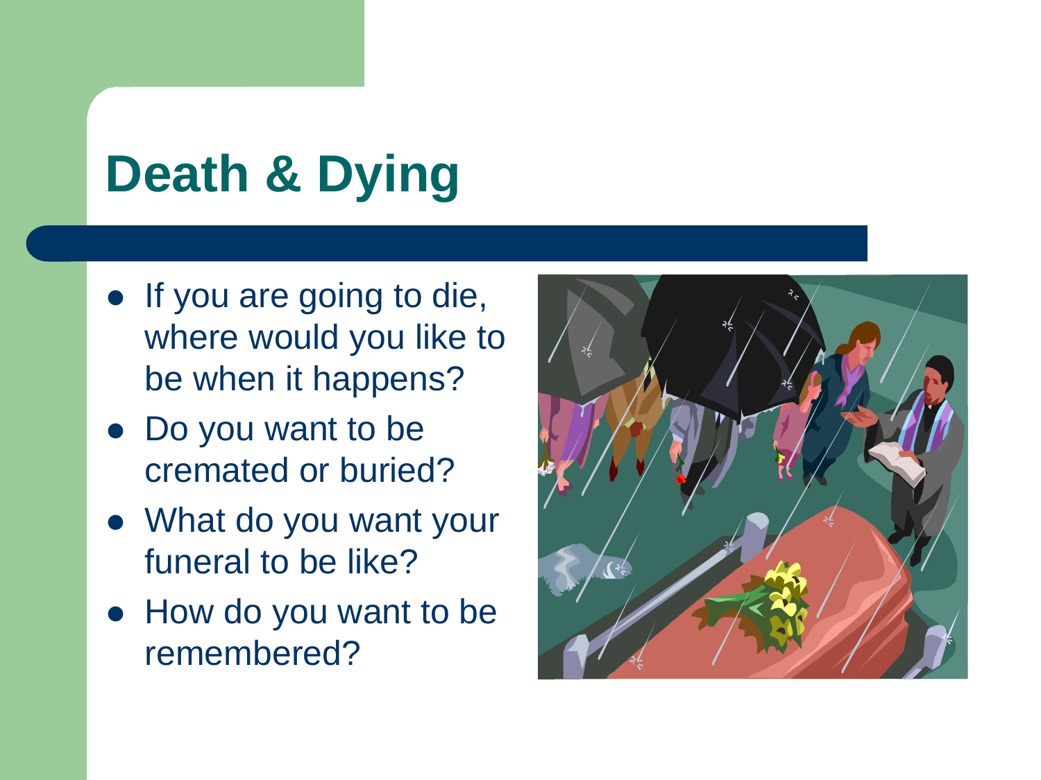# Death & Dying

- If you are going to die, where would you like to be when it happens?
- Do you want to be cremated or buried?
- What do you want your funeral to be like?
- How do you want to be remembered?